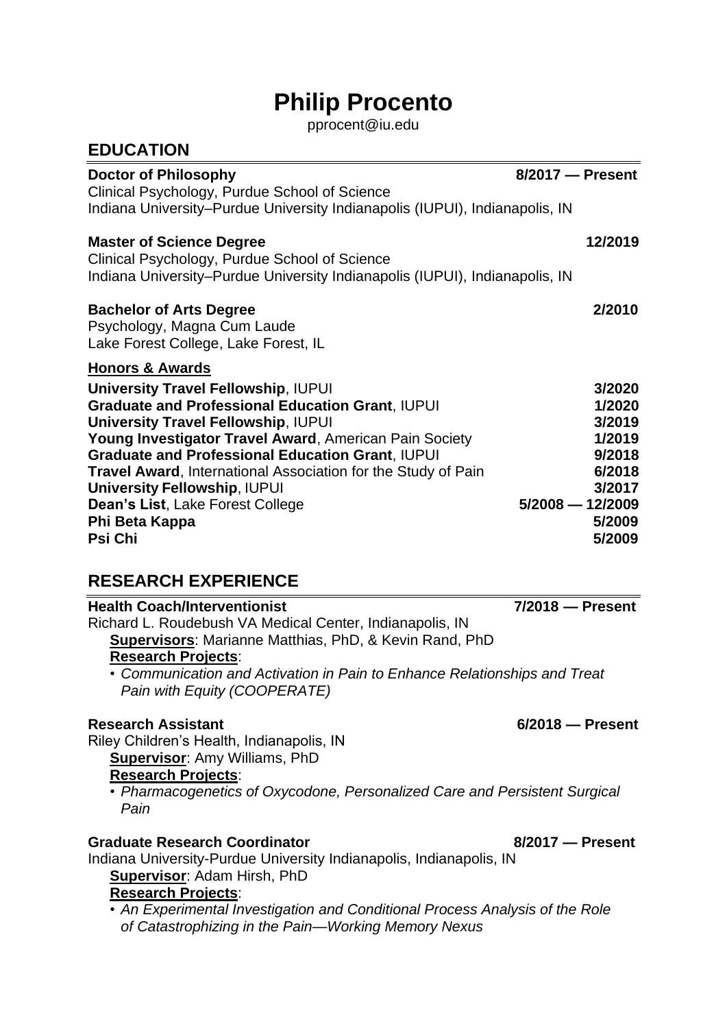# Philip Procento

pprocent@iu.edu

## EDUCATION

**Doctor of Philosophy** **8/2017 — Present**
Clinical Psychology, Purdue School of Science
Indiana University–Purdue University Indianapolis (IUPUI), Indianapolis, IN

**Master of Science Degree** **12/2019**
Clinical Psychology, Purdue School of Science
Indiana University–Purdue University Indianapolis (IUPUI), Indianapolis, IN

**Bachelor of Arts Degree** **2/2010**
Psychology, Magna Cum Laude
Lake Forest College, Lake Forest, IL

### Honors & Awards

**University Travel Fellowship**, IUPUI **3/2020**
**Graduate and Professional Education Grant**, IUPUI **1/2020**
**University Travel Fellowship**, IUPUI **3/2019**
**Young Investigator Travel Award**, American Pain Society **1/2019**
**Graduate and Professional Education Grant**, IUPUI **9/2018**
**Travel Award**, International Association for the Study of Pain **6/2018**
**University Fellowship**, IUPUI **3/2017**
**Dean's List**, Lake Forest College **5/2008 — 12/2009**
**Phi Beta Kappa** **5/2009**
**Psi Chi** **5/2009**

## RESEARCH EXPERIENCE

**Health Coach/Interventionist** **7/2018 — Present**
Richard L. Roudebush VA Medical Center, Indianapolis, IN
**Supervisors**: Marianne Matthias, PhD, & Kevin Rand, PhD
**Research Projects**:

- *Communication and Activation in Pain to Enhance Relationships and Treat Pain with Equity (COOPERATE)*

**Research Assistant** **6/2018 — Present**
Riley Children's Health, Indianapolis, IN
**Supervisor**: Amy Williams, PhD
**Research Projects**:

- *Pharmacogenetics of Oxycodone, Personalized Care and Persistent Surgical Pain*

**Graduate Research Coordinator** **8/2017 — Present**
Indiana University-Purdue University Indianapolis, Indianapolis, IN
**Supervisor**: Adam Hirsh, PhD
**Research Projects**:

- *An Experimental Investigation and Conditional Process Analysis of the Role of Catastrophizing in the Pain—Working Memory Nexus*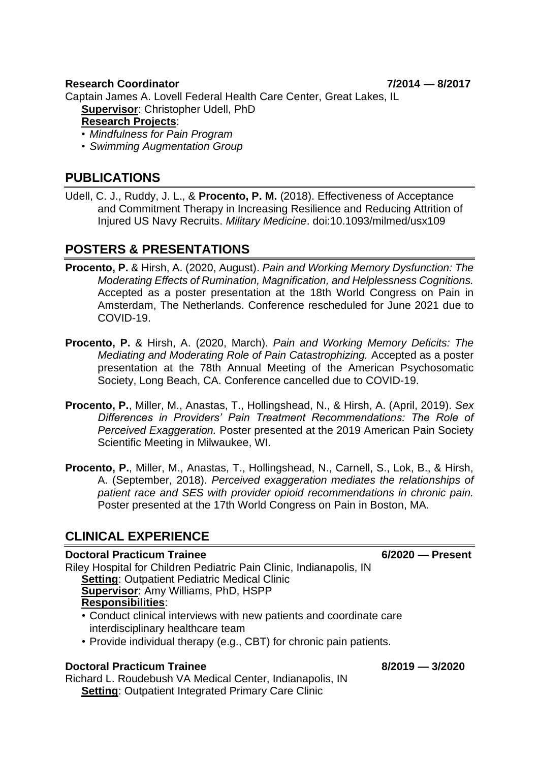**Research Coordinator** **7/2014 — 8/2017**

Captain James A. Lovell Federal Health Care Center, Great Lakes, IL

**Supervisor**: Christopher Udell, PhD

**Research Projects**:

- *Mindfulness for Pain Program*
- *Swimming Augmentation Group*

## PUBLICATIONS

Udell, C. J., Ruddy, J. L., & **Procento, P. M.** (2018). Effectiveness of Acceptance and Commitment Therapy in Increasing Resilience and Reducing Attrition of Injured US Navy Recruits. *Military Medicine*. doi:10.1093/milmed/usx109

## POSTERS & PRESENTATIONS

**Procento, P.** & Hirsh, A. (2020, August). *Pain and Working Memory Dysfunction: The Moderating Effects of Rumination, Magnification, and Helplessness Cognitions.* Accepted as a poster presentation at the 18th World Congress on Pain in Amsterdam, The Netherlands. Conference rescheduled for June 2021 due to COVID-19.

**Procento, P.** & Hirsh, A. (2020, March). *Pain and Working Memory Deficits: The Mediating and Moderating Role of Pain Catastrophizing.* Accepted as a poster presentation at the 78th Annual Meeting of the American Psychosomatic Society, Long Beach, CA. Conference cancelled due to COVID-19.

**Procento, P.**, Miller, M., Anastas, T., Hollingshead, N., & Hirsh, A. (April, 2019). *Sex Differences in Providers' Pain Treatment Recommendations: The Role of Perceived Exaggeration.* Poster presented at the 2019 American Pain Society Scientific Meeting in Milwaukee, WI.

**Procento, P.**, Miller, M., Anastas, T., Hollingshead, N., Carnell, S., Lok, B., & Hirsh, A. (September, 2018). *Perceived exaggeration mediates the relationships of patient race and SES with provider opioid recommendations in chronic pain.* Poster presented at the 17th World Congress on Pain in Boston, MA.

## CLINICAL EXPERIENCE

**Doctoral Practicum Trainee** **6/2020 — Present**

Riley Hospital for Children Pediatric Pain Clinic, Indianapolis, IN

**Setting**: Outpatient Pediatric Medical Clinic

**Supervisor**: Amy Williams, PhD, HSPP

**Responsibilities**:

- Conduct clinical interviews with new patients and coordinate care interdisciplinary healthcare team
- Provide individual therapy (e.g., CBT) for chronic pain patients.

**Doctoral Practicum Trainee** **8/2019 — 3/2020**

Richard L. Roudebush VA Medical Center, Indianapolis, IN

**Setting**: Outpatient Integrated Primary Care Clinic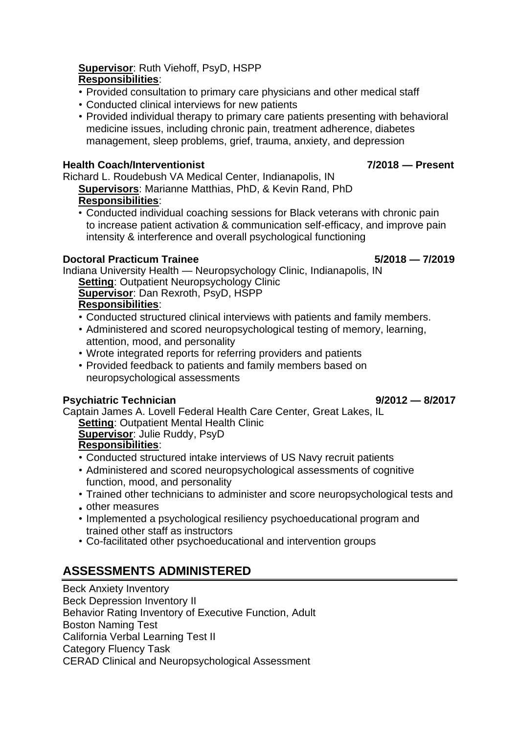**Supervisor**: Ruth Viehoff, PsyD, HSPP

**Responsibilities**:

- Provided consultation to primary care physicians and other medical staff
- Conducted clinical interviews for new patients
- Provided individual therapy to primary care patients presenting with behavioral medicine issues, including chronic pain, treatment adherence, diabetes management, sleep problems, grief, trauma, anxiety, and depression

**Health Coach/Interventionist** **7/2018 — Present**

Richard L. Roudebush VA Medical Center, Indianapolis, IN

**Supervisors**: Marianne Matthias, PhD, & Kevin Rand, PhD

**Responsibilities**:

- Conducted individual coaching sessions for Black veterans with chronic pain to increase patient activation & communication self-efficacy, and improve pain intensity & interference and overall psychological functioning

**Doctoral Practicum Trainee** **5/2018 — 7/2019**

Indiana University Health — Neuropsychology Clinic, Indianapolis, IN

**Setting**: Outpatient Neuropsychology Clinic

**Supervisor**: Dan Rexroth, PsyD, HSPP

**Responsibilities**:

- Conducted structured clinical interviews with patients and family members.
- Administered and scored neuropsychological testing of memory, learning, attention, mood, and personality
- Wrote integrated reports for referring providers and patients
- Provided feedback to patients and family members based on neuropsychological assessments

**Psychiatric Technician** **9/2012 — 8/2017**

Captain James A. Lovell Federal Health Care Center, Great Lakes, IL

**Setting**: Outpatient Mental Health Clinic

**Supervisor**: Julie Ruddy, PsyD

**Responsibilities**:

- Conducted structured intake interviews of US Navy recruit patients
- Administered and scored neuropsychological assessments of cognitive function, mood, and personality
- Trained other technicians to administer and score neuropsychological tests and other measures
- Implemented a psychological resiliency psychoeducational program and trained other staff as instructors
- Co-facilitated other psychoeducational and intervention groups

## ASSESSMENTS ADMINISTERED

Beck Anxiety Inventory
Beck Depression Inventory II
Behavior Rating Inventory of Executive Function, Adult
Boston Naming Test
California Verbal Learning Test II
Category Fluency Task
CERAD Clinical and Neuropsychological Assessment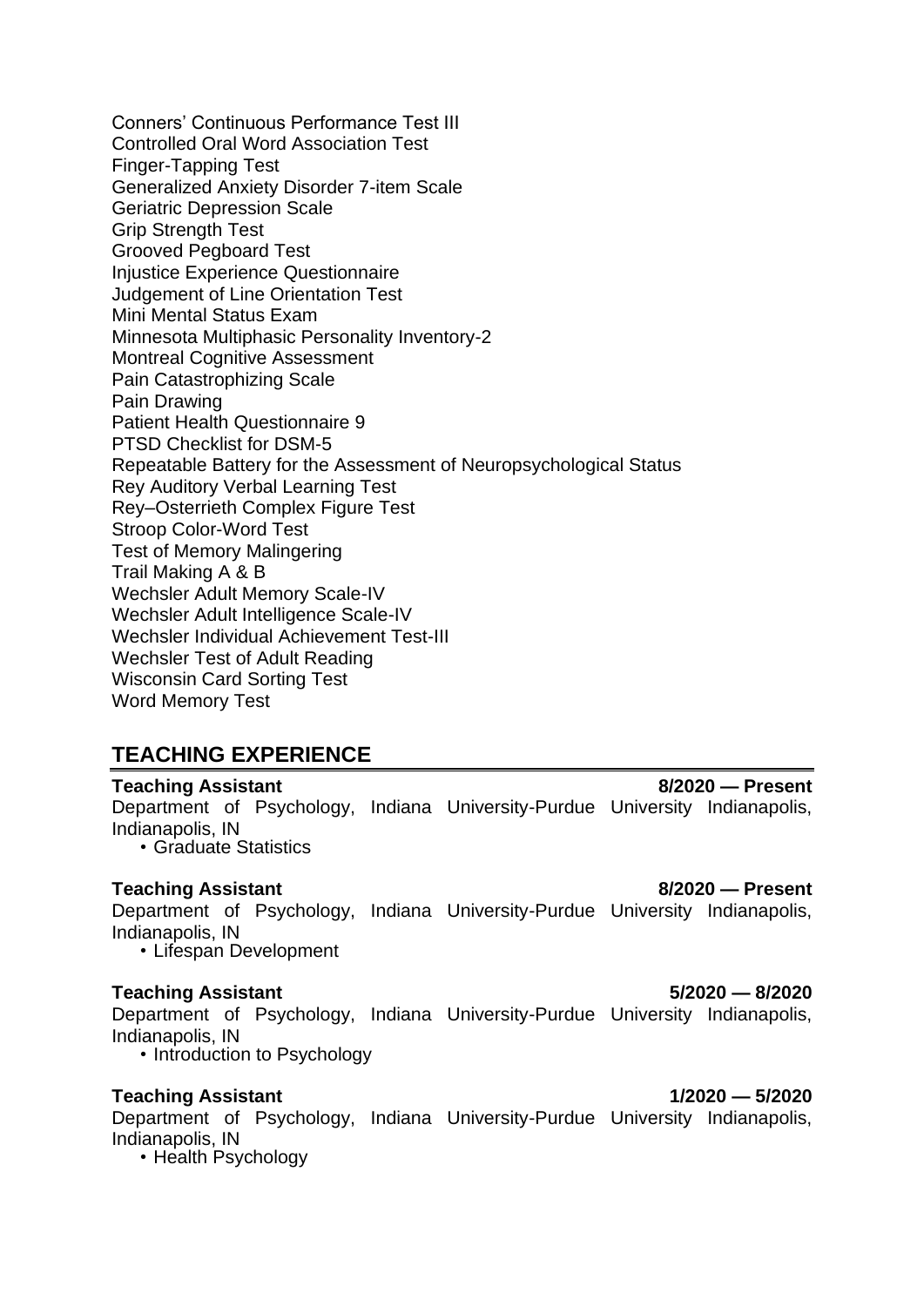Conners' Continuous Performance Test III
Controlled Oral Word Association Test
Finger-Tapping Test
Generalized Anxiety Disorder 7-item Scale
Geriatric Depression Scale
Grip Strength Test
Grooved Pegboard Test
Injustice Experience Questionnaire
Judgement of Line Orientation Test
Mini Mental Status Exam
Minnesota Multiphasic Personality Inventory-2
Montreal Cognitive Assessment
Pain Catastrophizing Scale
Pain Drawing
Patient Health Questionnaire 9
PTSD Checklist for DSM-5
Repeatable Battery for the Assessment of Neuropsychological Status
Rey Auditory Verbal Learning Test
Rey–Osterrieth Complex Figure Test
Stroop Color-Word Test
Test of Memory Malingering
Trail Making A & B
Wechsler Adult Memory Scale-IV
Wechsler Adult Intelligence Scale-IV
Wechsler Individual Achievement Test-III
Wechsler Test of Adult Reading
Wisconsin Card Sorting Test
Word Memory Test

## TEACHING EXPERIENCE

**Teaching Assistant** **8/2020 — Present**
Department of Psychology, Indiana University-Purdue University Indianapolis, Indianapolis, IN
- Graduate Statistics

**Teaching Assistant** **8/2020 — Present**
Department of Psychology, Indiana University-Purdue University Indianapolis, Indianapolis, IN
- Lifespan Development

**Teaching Assistant** **5/2020 — 8/2020**
Department of Psychology, Indiana University-Purdue University Indianapolis, Indianapolis, IN
- Introduction to Psychology

**Teaching Assistant** **1/2020 — 5/2020**
Department of Psychology, Indiana University-Purdue University Indianapolis, Indianapolis, IN
- Health Psychology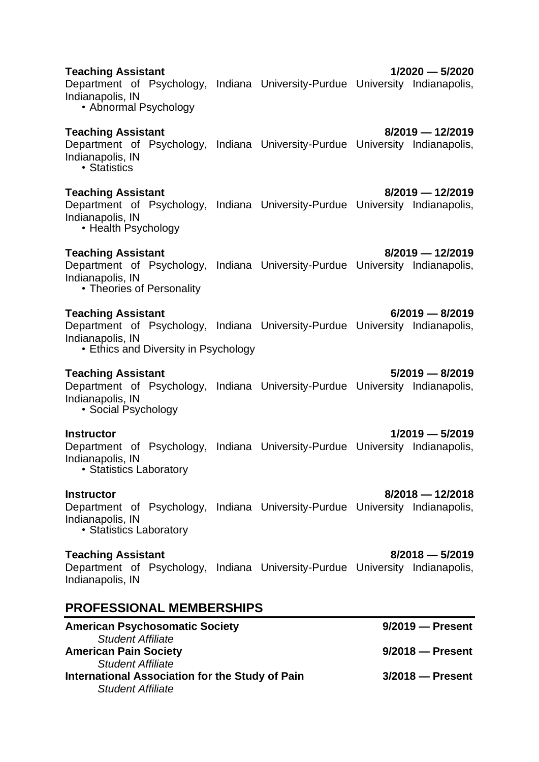**Teaching Assistant** **1/2020 — 5/2020**
Department of Psychology, Indiana University-Purdue University Indianapolis, Indianapolis, IN
- Abnormal Psychology

**Teaching Assistant** **8/2019 — 12/2019**
Department of Psychology, Indiana University-Purdue University Indianapolis, Indianapolis, IN
- Statistics

**Teaching Assistant** **8/2019 — 12/2019**
Department of Psychology, Indiana University-Purdue University Indianapolis, Indianapolis, IN
- Health Psychology

**Teaching Assistant** **8/2019 — 12/2019**
Department of Psychology, Indiana University-Purdue University Indianapolis, Indianapolis, IN
- Theories of Personality

**Teaching Assistant** **6/2019 — 8/2019**
Department of Psychology, Indiana University-Purdue University Indianapolis, Indianapolis, IN
- Ethics and Diversity in Psychology

**Teaching Assistant** **5/2019 — 8/2019**
Department of Psychology, Indiana University-Purdue University Indianapolis, Indianapolis, IN
- Social Psychology

**Instructor** **1/2019 — 5/2019**
Department of Psychology, Indiana University-Purdue University Indianapolis, Indianapolis, IN
- Statistics Laboratory

**Instructor** **8/2018 — 12/2018**
Department of Psychology, Indiana University-Purdue University Indianapolis, Indianapolis, IN
- Statistics Laboratory

**Teaching Assistant** **8/2018 — 5/2019**
Department of Psychology, Indiana University-Purdue University Indianapolis, Indianapolis, IN

## PROFESSIONAL MEMBERSHIPS

**American Psychosomatic Society** **9/2019 — Present**
*Student Affiliate*

**American Pain Society** **9/2018 — Present**
*Student Affiliate*

**International Association for the Study of Pain** **3/2018 — Present**
*Student Affiliate*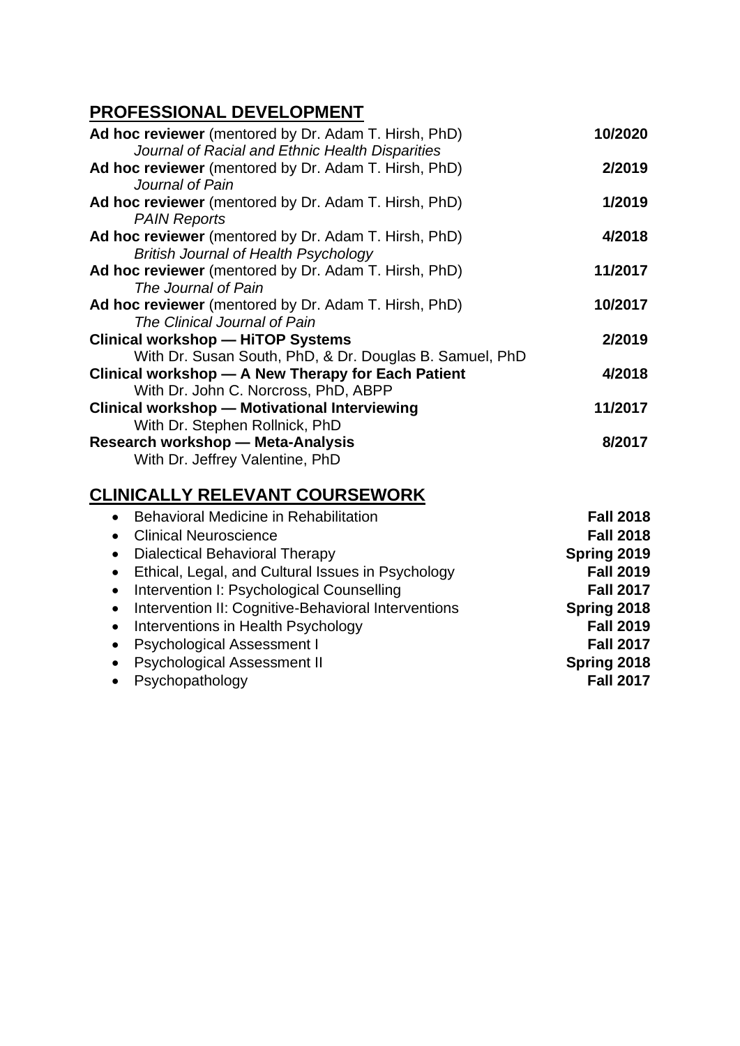## PROFESSIONAL DEVELOPMENT

**Ad hoc reviewer** (mentored by Dr. Adam T. Hirsh, PhD) **10/2020**
*Journal of Racial and Ethnic Health Disparities*

**Ad hoc reviewer** (mentored by Dr. Adam T. Hirsh, PhD) **2/2019**
*Journal of Pain*

**Ad hoc reviewer** (mentored by Dr. Adam T. Hirsh, PhD) **1/2019**
*PAIN Reports*

**Ad hoc reviewer** (mentored by Dr. Adam T. Hirsh, PhD) **4/2018**
*British Journal of Health Psychology*

**Ad hoc reviewer** (mentored by Dr. Adam T. Hirsh, PhD) **11/2017**
*The Journal of Pain*

**Ad hoc reviewer** (mentored by Dr. Adam T. Hirsh, PhD) **10/2017**
*The Clinical Journal of Pain*

**Clinical workshop — HiTOP Systems** **2/2019**
With Dr. Susan South, PhD, & Dr. Douglas B. Samuel, PhD

**Clinical workshop — A New Therapy for Each Patient** **4/2018**
With Dr. John C. Norcross, PhD, ABPP

**Clinical workshop — Motivational Interviewing** **11/2017**
With Dr. Stephen Rollnick, PhD

**Research workshop — Meta-Analysis** **8/2017**
With Dr. Jeffrey Valentine, PhD

## CLINICALLY RELEVANT COURSEWORK

- Behavioral Medicine in Rehabilitation **Fall 2018**
- Clinical Neuroscience **Fall 2018**
- Dialectical Behavioral Therapy **Spring 2019**
- Ethical, Legal, and Cultural Issues in Psychology **Fall 2019**
- Intervention I: Psychological Counselling **Fall 2017**
- Intervention II: Cognitive-Behavioral Interventions **Spring 2018**
- Interventions in Health Psychology **Fall 2019**
- Psychological Assessment I **Fall 2017**
- Psychological Assessment II **Spring 2018**
- Psychopathology **Fall 2017**